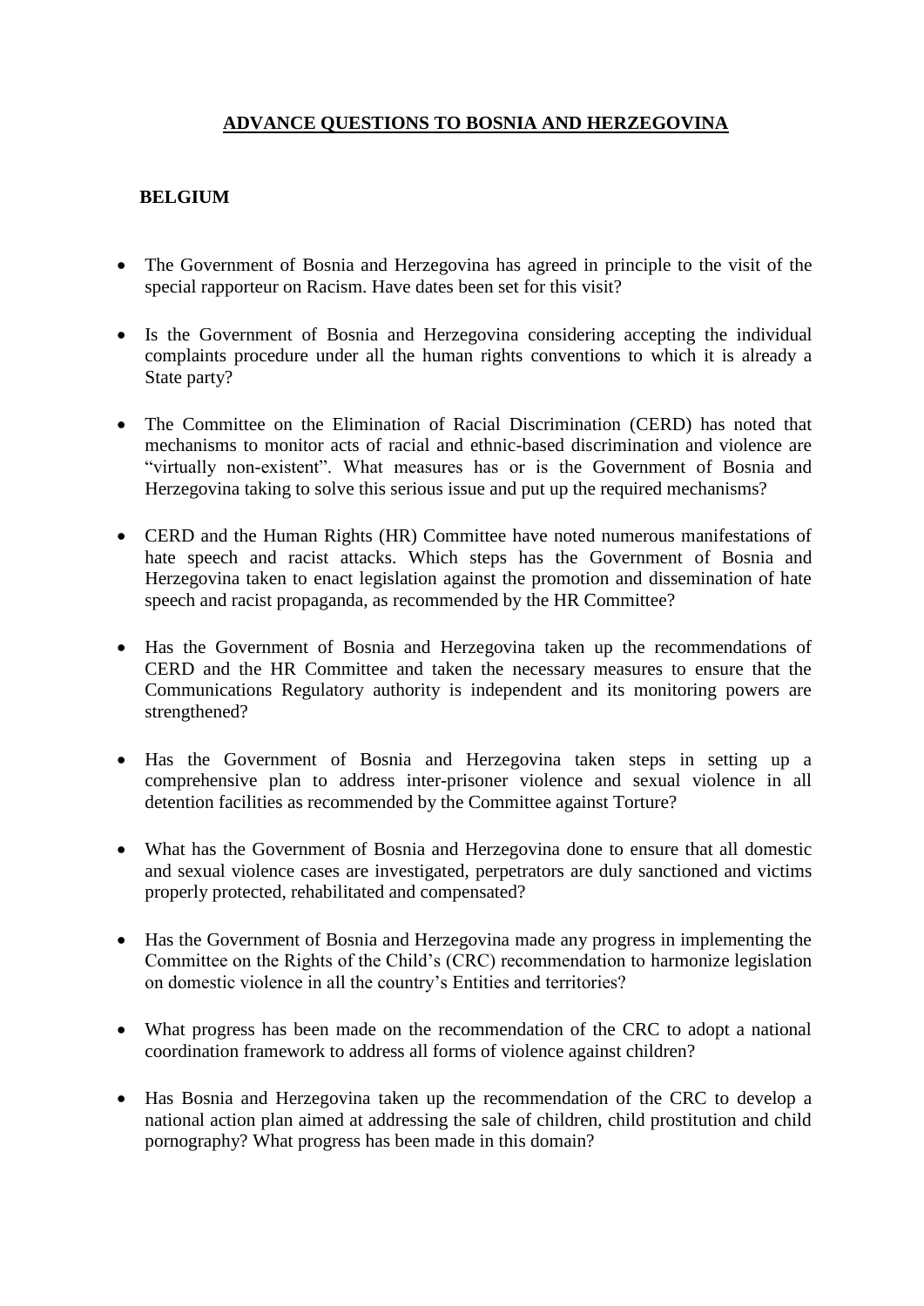# ADVANCE QUESTIONS TO BOSNIA AND HERZEGOVINA

## BELGIUM

- The Government of Bosnia and Herzegovina has agreed in principle to the visit of the special rapporteur on Racism. Have dates been set for this visit?

- Is the Government of Bosnia and Herzegovina considering accepting the individual complaints procedure under all the human rights conventions to which it is already a State party?

- The Committee on the Elimination of Racial Discrimination (CERD) has noted that mechanisms to monitor acts of racial and ethnic-based discrimination and violence are "virtually non-existent". What measures has or is the Government of Bosnia and Herzegovina taking to solve this serious issue and put up the required mechanisms?

- CERD and the Human Rights (HR) Committee have noted numerous manifestations of hate speech and racist attacks. Which steps has the Government of Bosnia and Herzegovina taken to enact legislation against the promotion and dissemination of hate speech and racist propaganda, as recommended by the HR Committee?

- Has the Government of Bosnia and Herzegovina taken up the recommendations of CERD and the HR Committee and taken the necessary measures to ensure that the Communications Regulatory authority is independent and its monitoring powers are strengthened?

- Has the Government of Bosnia and Herzegovina taken steps in setting up a comprehensive plan to address inter-prisoner violence and sexual violence in all detention facilities as recommended by the Committee against Torture?

- What has the Government of Bosnia and Herzegovina done to ensure that all domestic and sexual violence cases are investigated, perpetrators are duly sanctioned and victims properly protected, rehabilitated and compensated?

- Has the Government of Bosnia and Herzegovina made any progress in implementing the Committee on the Rights of the Child's (CRC) recommendation to harmonize legislation on domestic violence in all the country's Entities and territories?

- What progress has been made on the recommendation of the CRC to adopt a national coordination framework to address all forms of violence against children?

- Has Bosnia and Herzegovina taken up the recommendation of the CRC to develop a national action plan aimed at addressing the sale of children, child prostitution and child pornography? What progress has been made in this domain?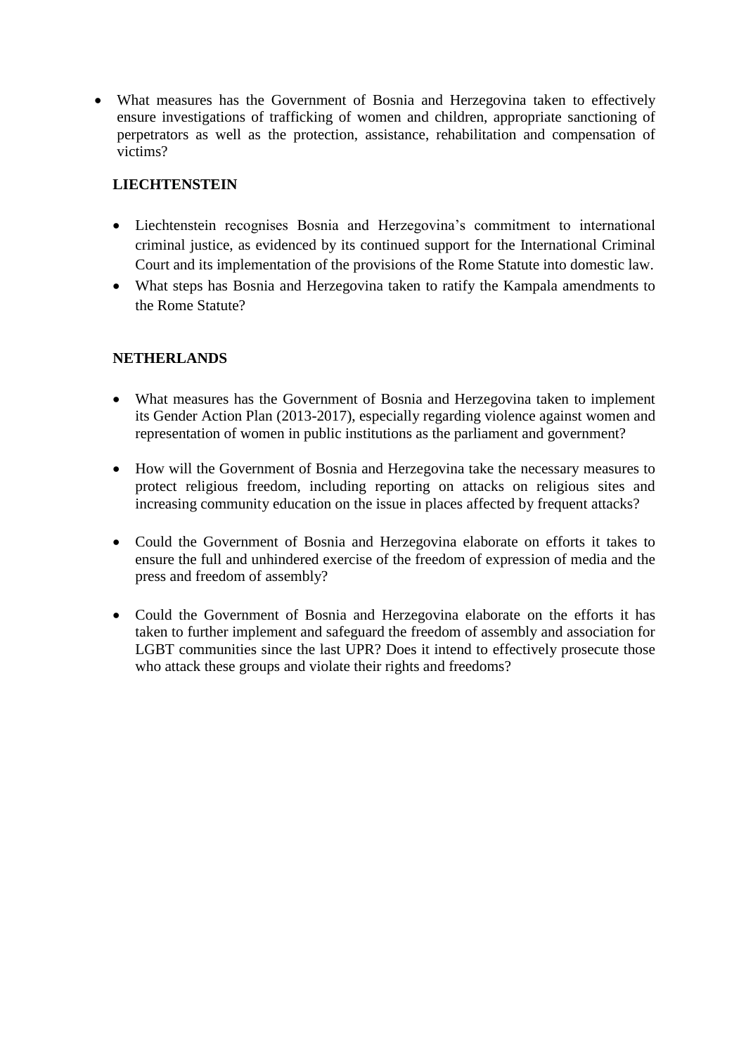- What measures has the Government of Bosnia and Herzegovina taken to effectively ensure investigations of trafficking of women and children, appropriate sanctioning of perpetrators as well as the protection, assistance, rehabilitation and compensation of victims?

**LIECHTENSTEIN**

- Liechtenstein recognises Bosnia and Herzegovina's commitment to international criminal justice, as evidenced by its continued support for the International Criminal Court and its implementation of the provisions of the Rome Statute into domestic law.
- What steps has Bosnia and Herzegovina taken to ratify the Kampala amendments to the Rome Statute?

**NETHERLANDS**

- What measures has the Government of Bosnia and Herzegovina taken to implement its Gender Action Plan (2013-2017), especially regarding violence against women and representation of women in public institutions as the parliament and government?

- How will the Government of Bosnia and Herzegovina take the necessary measures to protect religious freedom, including reporting on attacks on religious sites and increasing community education on the issue in places affected by frequent attacks?

- Could the Government of Bosnia and Herzegovina elaborate on efforts it takes to ensure the full and unhindered exercise of the freedom of expression of media and the press and freedom of assembly?

- Could the Government of Bosnia and Herzegovina elaborate on the efforts it has taken to further implement and safeguard the freedom of assembly and association for LGBT communities since the last UPR? Does it intend to effectively prosecute those who attack these groups and violate their rights and freedoms?